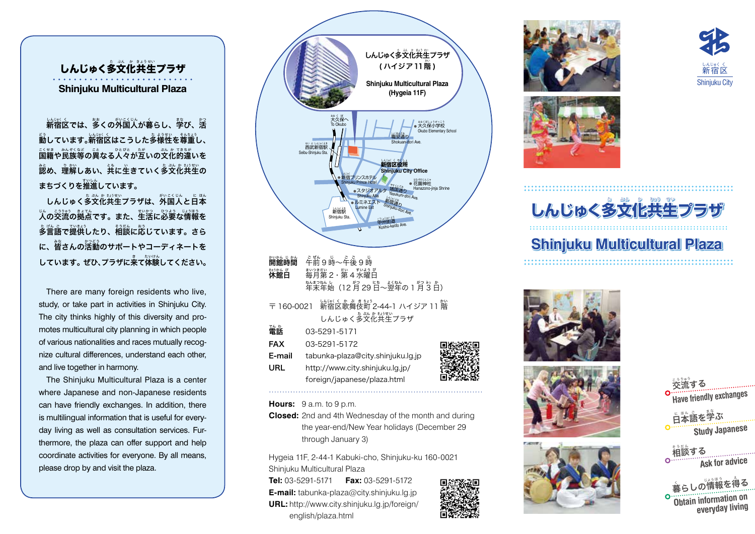## しんじゅく多文化共生プラザ

## Shinjuku Multicultural Plaza

新宿区では、多くの外国人が暮らし、学び、活動しています。新宿区はこうした多様性を尊重し、国籍や民族等の異なる人々が互いの文化的違いを認め、理解しあい、共に生きていく多文化共生のまちづくりを推進しています。

しんじゅく多文化共生プラザは、外国人と日本人の交流の拠点です。また、生活に必要な情報を多言語で提供したり、相談に応じています。さらに、皆さんの活動のサポートやコーディネートをしています。ぜひ、プラザに来て体験してください。

There are many foreign residents who live, study, or take part in activities in Shinjuku City. The city thinks highly of this diversity and promotes multicultural city planning in which people of various nationalities and races mutually recognize cultural differences, understand each other, and live together in harmony.

The Shinjuku Multicultural Plaza is a center where Japanese and non-Japanese residents can have friendly exchanges. In addition, there is multilingual information that is useful for everyday living as well as consultation services. Furthermore, the plaza can offer support and help coordinate activities for everyone. By all means, please drop by and visit the plaza.

しんじゅく多文化共生プラザ（ハイジア11階）
Shinjuku Multicultural Plaza (Hygeia 11F)

大久保へ To Okubo / 大久保小学校 Okubo Elementary School / 職安通り Shokuan-dori Ave. / 西武新宿駅 Seibu-Shinjuku Sta. / 新宿区役所 Shinjuku City Office / 新宿プリンスホテル Shinjuku Prince Hotel / 花園神社 Hanazono-jinja Shrine / スタジオアルタ Shinjuku Alta / 靖国通り Yasukuni-dori Ave. / ルミネエスト Lumine Est / 新宿通り Shinjuku-dori Ave. / 新宿駅 Shinjuku Sta. / 甲州街道 Koshu-kaido Ave.

開館時間　午前9時～午後9時
休館日　毎月第2・第4水曜日
　　　　年末年始（12月29日～翌年の1月3日）

〒160-0021　新宿区歌舞伎町2-44-1 ハイジア11階
　　しんじゅく多文化共生プラザ

電話　03-5291-5171
FAX　03-5291-5172
E-mail　tabunka-plaza@city.shinjuku.lg.jp
URL　http://www.city.shinjuku.lg.jp/foreign/japanese/plaza.html

**Hours:** 9 a.m. to 9 p.m.
**Closed:** 2nd and 4th Wednesday of the month and during the year-end/New Year holidays (December 29 through January 3)

Hygeia 11F, 2-44-1 Kabuki-cho, Shinjuku-ku 160-0021
Shinjuku Multicultural Plaza
**Tel:** 03-5291-5171　**Fax:** 03-5291-5172
**E-mail:** tabunka-plaza@city.shinjuku.lg.jp
**URL:** http://www.city.shinjuku.lg.jp/foreign/english/plaza.html

新宿区 Shinjuku City

# しんじゅく多文化共生プラザ

# Shinjuku Multicultural Plaza

- 交流する Have friendly exchanges
- 日本語を学ぶ Study Japanese
- 相談する Ask for advice
- 暮らしの情報を得る Obtain information on everyday living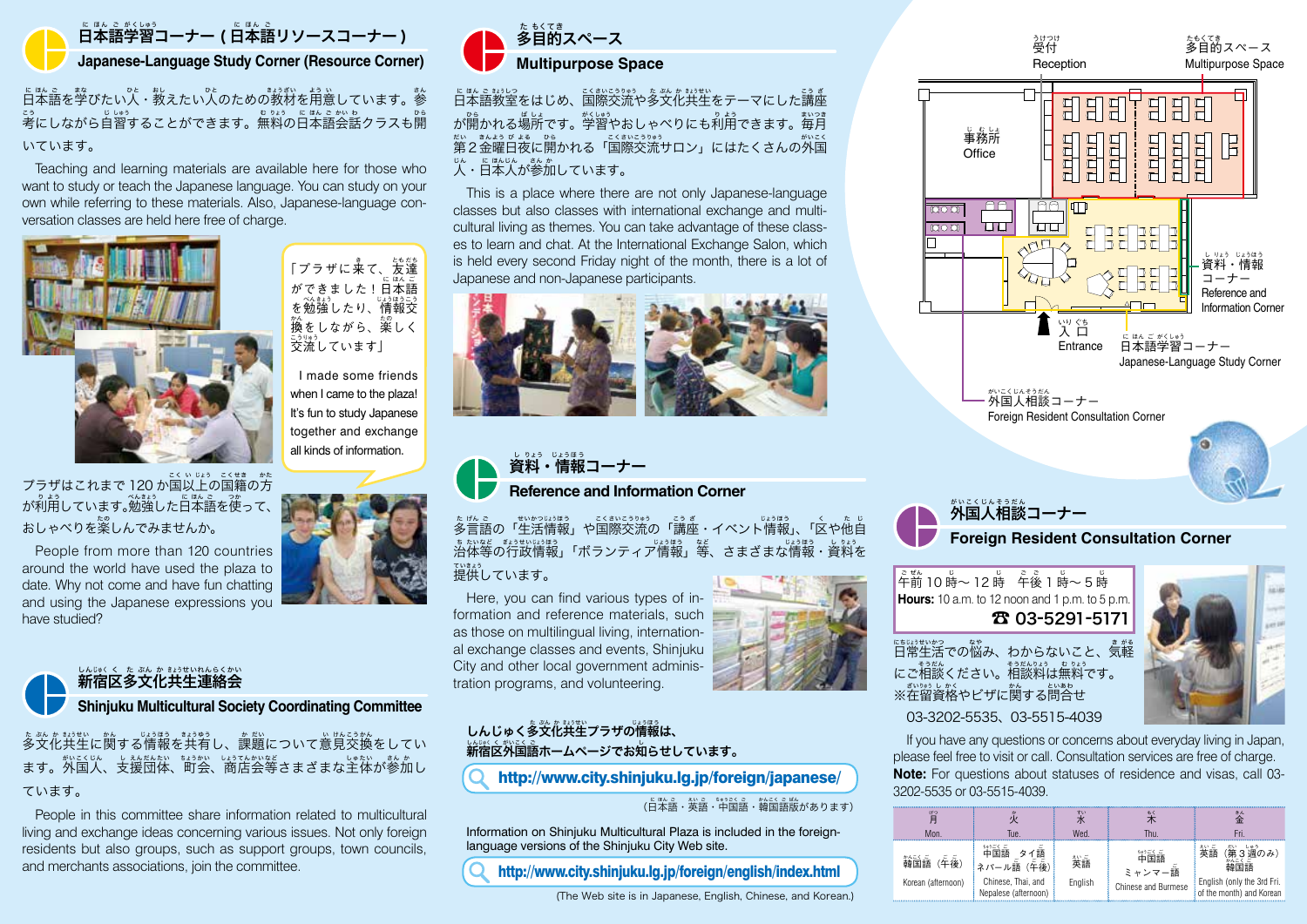## 日本語学習コーナー（日本語リソースコーナー）

### Japanese-Language Study Corner (Resource Corner)

日本語を学びたい人・教えたい人のための教材を用意しています。参考にしながら自習することができます。無料の日本語会話クラスも開いています。

Teaching and learning materials are available here for those who want to study or teach the Japanese language. You can study on your own while referring to these materials. Also, Japanese-language conversation classes are held here free of charge.

「プラザに来て、友達ができました！日本語を勉強したり、情報交換をしながら、楽しく交流しています」

I made some friends when I came to the plaza! It's fun to study Japanese together and exchange all kinds of information.

プラザはこれまで120か国以上の国籍の方が利用しています。勉強した日本語を使って、おしゃべりを楽しんでみませんか。

People from more than 120 countries around the world have used the plaza to date. Why not come and have fun chatting and using the Japanese expressions you have studied?

## 新宿区多文化共生連絡会

### Shinjuku Multicultural Society Coordinating Committee

多文化共生に関する情報を共有し、課題について意見交換をしています。外国人、支援団体、町会、商店会等さまざまな主体が参加しています。

People in this committee share information related to multicultural living and exchange ideas concerning various issues. Not only foreign residents but also groups, such as support groups, town councils, and merchants associations, join the committee.

## 多目的スペース

### Multipurpose Space

日本語教室をはじめ、国際交流や多文化共生をテーマにした講座が開かれる場所です。学習やおしゃべりにも利用できます。毎月第2金曜日夜に開かれる「国際交流サロン」にはたくさんの外国人・日本人が参加しています。

This is a place where there are not only Japanese-language classes but also classes with international exchange and multicultural living as themes. You can take advantage of these classes to learn and chat. At the International Exchange Salon, which is held every second Friday night of the month, there is a lot of Japanese and non-Japanese participants.

## 資料・情報コーナー

### Reference and Information Corner

多言語の「生活情報」や国際交流の「講座・イベント情報」、「区や他自治体等の行政情報」「ボランティア情報」等、さまざまな情報・資料を提供しています。

Here, you can find various types of information and reference materials, such as those on multilingual living, international exchange classes and events, Shinjuku City and other local government administration programs, and volunteering.

**しんじゅく多文化共生プラザの情報は、新宿区外国語ホームページでお知らせしています。**

**http://www.city.shinjuku.lg.jp/foreign/japanese/**

（日本語・英語・中国語・韓国語版があります）

Information on Shinjuku Multicultural Plaza is included in the foreign-language versions of the Shinjuku City Web site.

**http://www.city.shinjuku.lg.jp/foreign/english/index.html**

(The Web site is in Japanese, English, Chinese, and Korean.)

受付 Reception

多目的スペース Multipurpose Space

事務所 Office

資料・情報コーナー Reference and Information Corner

入口 Entrance

日本語学習コーナー Japanese-Language Study Corner

外国人相談コーナー Foreign Resident Consultation Corner

## 外国人相談コーナー

### Foreign Resident Consultation Corner

午前10時〜12時　午後1時〜5時
**Hours:** 10 a.m. to 12 noon and 1 p.m. to 5 p.m.

☎ 03-5291-5171

日常生活での悩み、わからないこと、気軽にご相談ください。相談料は無料です。
※在留資格やビザに関する問合せ
03-3202-5535、03-5515-4039

If you have any questions or concerns about everyday living in Japan, please feel free to visit or call. Consultation services are free of charge.
**Note:** For questions about statuses of residence and visas, call 03-3202-5535 or 03-5515-4039.

| 月 Mon. | 火 Tue. | 水 Wed. | 木 Thu. | 金 Fri. |
|---|---|---|---|---|
| 韓国語（午後） Korean (afternoon) | 中国語　タイ語 ネパール語（午後） Chinese, Thai, and Nepalese (afternoon) | 英語 English | 中国語 ミャンマー語 Chinese and Burmese | 英語（第3週のみ） 韓国語 English (only the 3rd Fri. of the month) and Korean |